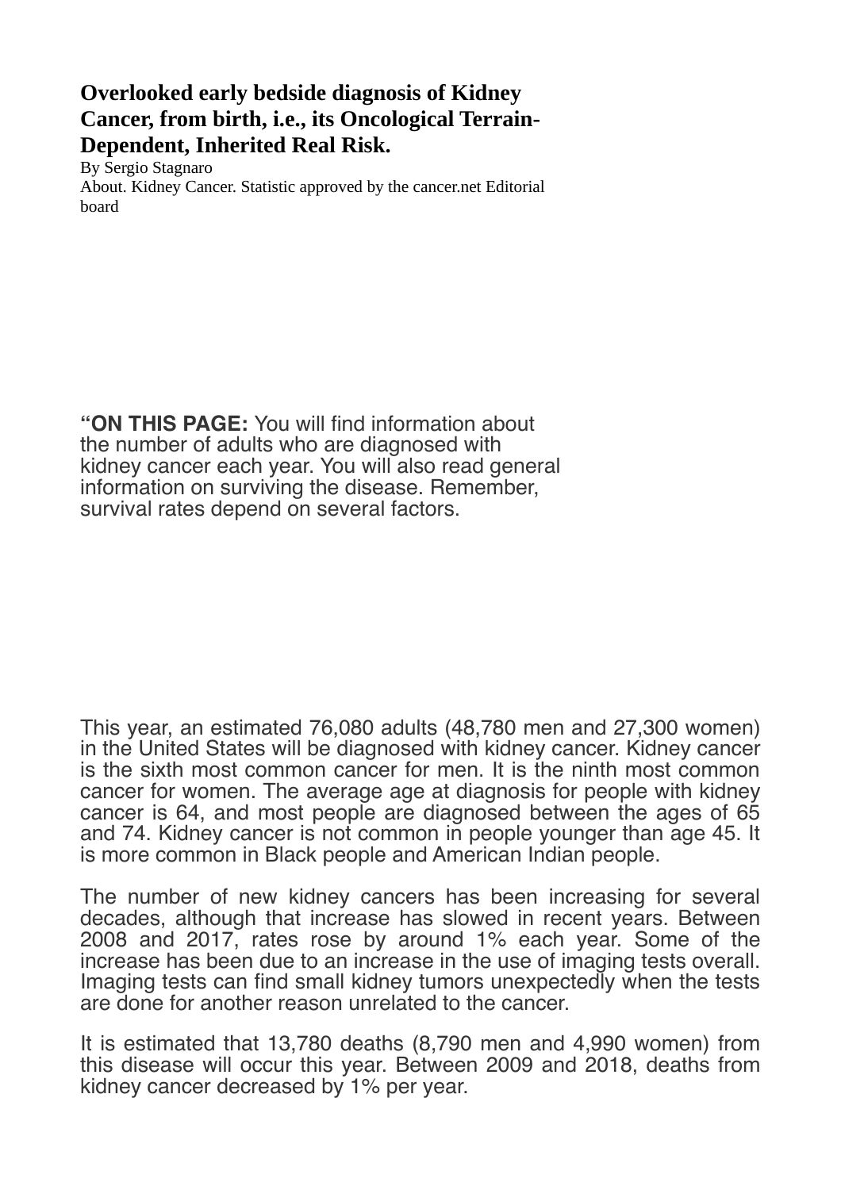# Overlooked early bedside diagnosis of Kidney Cancer, from birth, i.e., its Oncological Terrain-Dependent, Inherited Real Risk.

By Sergio Stagnaro

About. Kidney Cancer. Statistic approved by the cancer.net Editorial board

"**ON THIS PAGE:** You will find information about the number of adults who are diagnosed with kidney cancer each year. You will also read general information on surviving the disease. Remember, survival rates depend on several factors.

This year, an estimated 76,080 adults (48,780 men and 27,300 women) in the United States will be diagnosed with kidney cancer. Kidney cancer is the sixth most common cancer for men. It is the ninth most common cancer for women. The average age at diagnosis for people with kidney cancer is 64, and most people are diagnosed between the ages of 65 and 74. Kidney cancer is not common in people younger than age 45. It is more common in Black people and American Indian people.

The number of new kidney cancers has been increasing for several decades, although that increase has slowed in recent years. Between 2008 and 2017, rates rose by around 1% each year. Some of the increase has been due to an increase in the use of imaging tests overall. Imaging tests can find small kidney tumors unexpectedly when the tests are done for another reason unrelated to the cancer.

It is estimated that 13,780 deaths (8,790 men and 4,990 women) from this disease will occur this year. Between 2009 and 2018, deaths from kidney cancer decreased by 1% per year.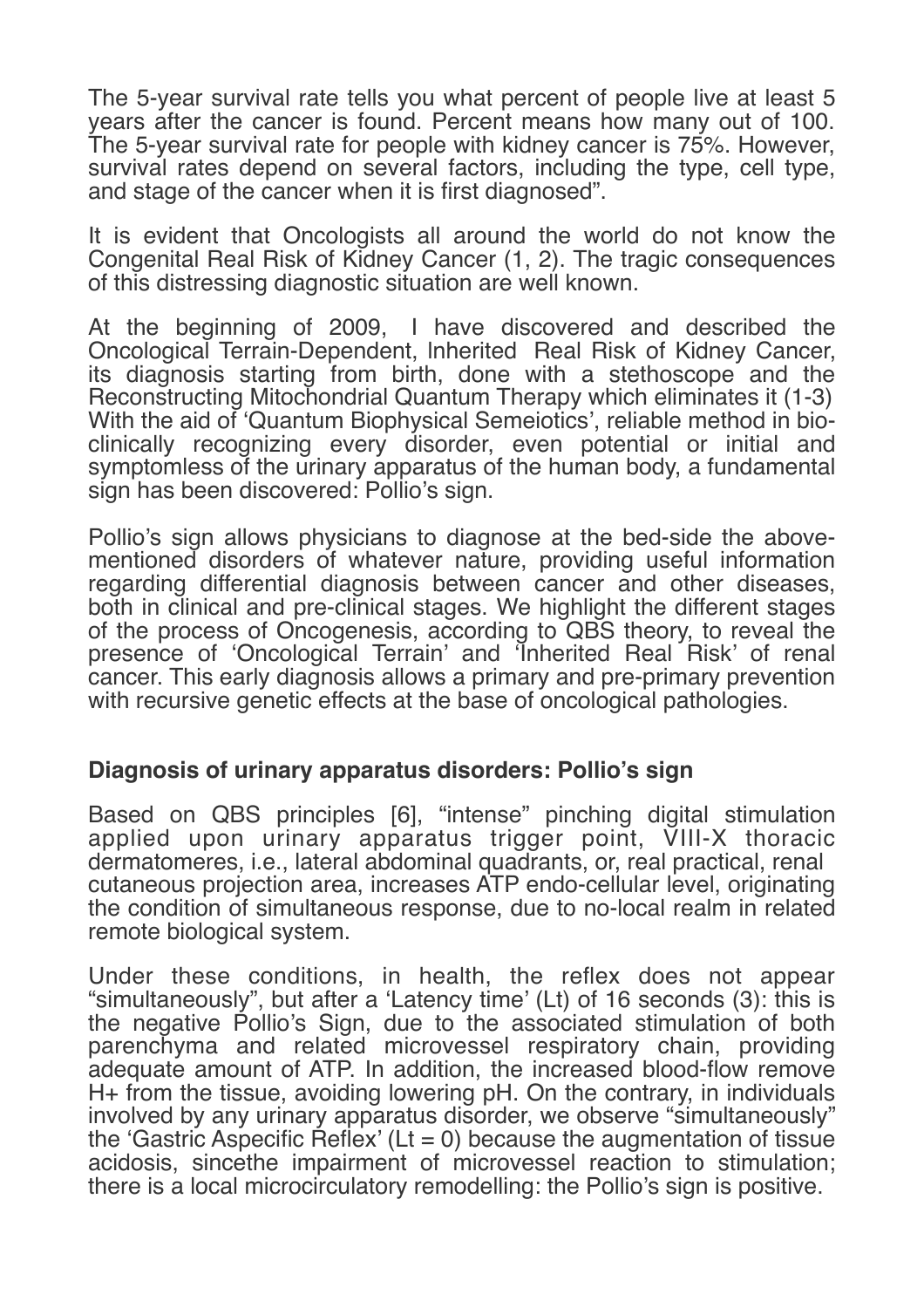The 5-year survival rate tells you what percent of people live at least 5 years after the cancer is found. Percent means how many out of 100. The 5-year survival rate for people with kidney cancer is 75%. However, survival rates depend on several factors, including the type, cell type, and stage of the cancer when it is first diagnosed".

It is evident that Oncologists all around the world do not know the Congenital Real Risk of Kidney Cancer (1, 2). The tragic consequences of this distressing diagnostic situation are well known.

At the beginning of 2009, I have discovered and described the Oncological Terrain-Dependent, Inherited Real Risk of Kidney Cancer, its diagnosis starting from birth, done with a stethoscope and the Reconstructing Mitochondrial Quantum Therapy which eliminates it (1-3) With the aid of 'Quantum Biophysical Semeiotics', reliable method in bio-clinically recognizing every disorder, even potential or initial and symptomless of the urinary apparatus of the human body, a fundamental sign has been discovered: Pollio's sign.

Pollio's sign allows physicians to diagnose at the bed-side the above-mentioned disorders of whatever nature, providing useful information regarding differential diagnosis between cancer and other diseases, both in clinical and pre-clinical stages. We highlight the different stages of the process of Oncogenesis, according to QBS theory, to reveal the presence of 'Oncological Terrain' and 'Inherited Real Risk' of renal cancer. This early diagnosis allows a primary and pre-primary prevention with recursive genetic effects at the base of oncological pathologies.

## Diagnosis of urinary apparatus disorders: Pollio's sign

Based on QBS principles [6], "intense" pinching digital stimulation applied upon urinary apparatus trigger point, VIII-X thoracic dermatomeres, i.e., lateral abdominal quadrants, or, real practical, renal cutaneous projection area, increases ATP endo-cellular level, originating the condition of simultaneous response, due to no-local realm in related remote biological system.

Under these conditions, in health, the reflex does not appear "simultaneously", but after a 'Latency time' (Lt) of 16 seconds (3): this is the negative Pollio's Sign, due to the associated stimulation of both parenchyma and related microvessel respiratory chain, providing adequate amount of ATP. In addition, the increased blood-flow remove $H^+$ from the tissue, avoiding lowering pH. On the contrary, in individuals involved by any urinary apparatus disorder, we observe "simultaneously" the 'Gastric Aspecific Reflex' (Lt = 0) because the augmentation of tissue acidosis, sincethe impairment of microvessel reaction to stimulation; there is a local microcirculatory remodelling: the Pollio's sign is positive.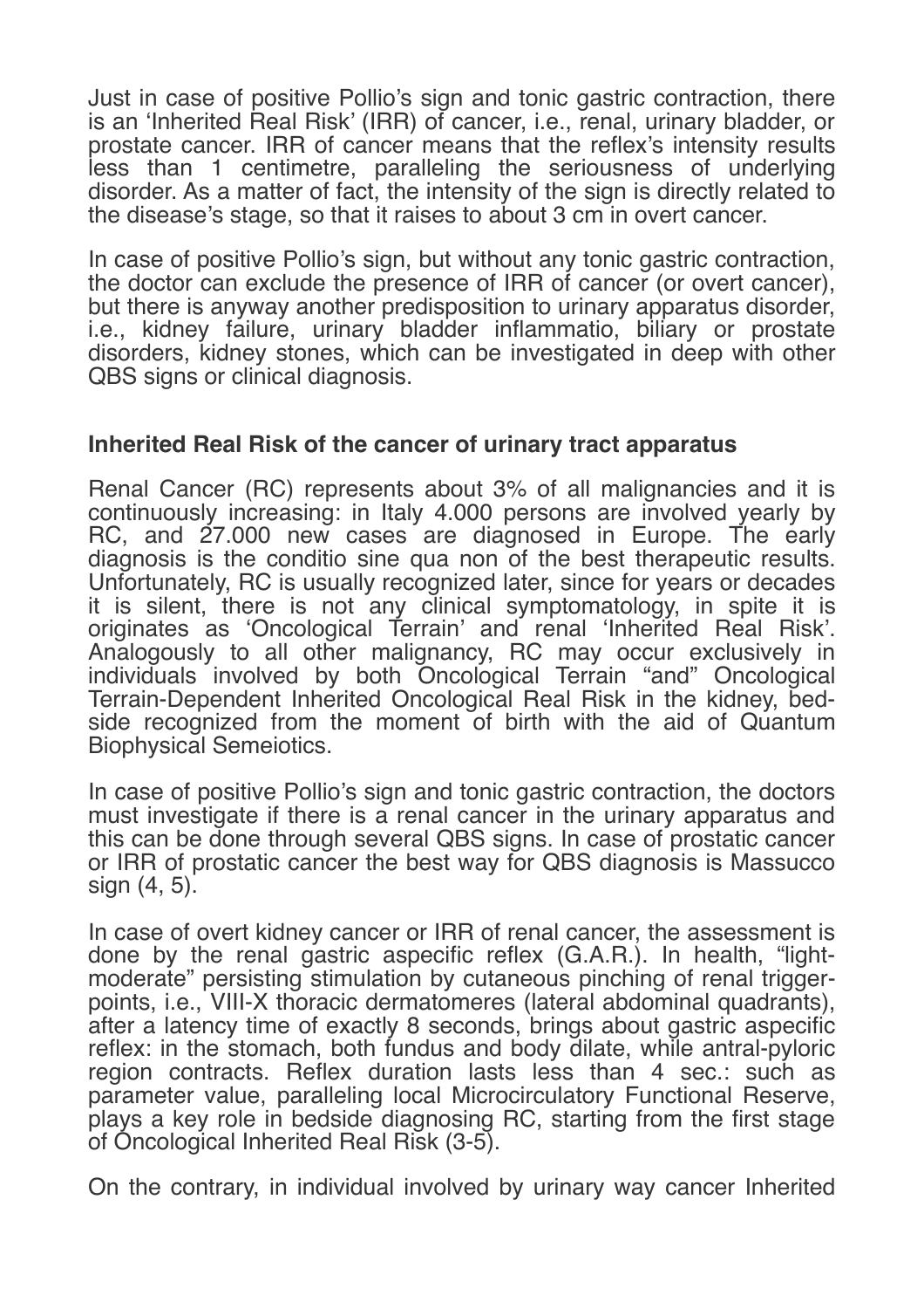Just in case of positive Pollio's sign and tonic gastric contraction, there is an 'Inherited Real Risk' (IRR) of cancer, i.e., renal, urinary bladder, or prostate cancer. IRR of cancer means that the reflex's intensity results less than 1 centimetre, paralleling the seriousness of underlying disorder. As a matter of fact, the intensity of the sign is directly related to the disease's stage, so that it raises to about 3 cm in overt cancer.

In case of positive Pollio's sign, but without any tonic gastric contraction, the doctor can exclude the presence of IRR of cancer (or overt cancer), but there is anyway another predisposition to urinary apparatus disorder, i.e., kidney failure, urinary bladder inflammatio, biliary or prostate disorders, kidney stones, which can be investigated in deep with other QBS signs or clinical diagnosis.

**Inherited Real Risk of the cancer of urinary tract apparatus**

Renal Cancer (RC) represents about 3% of all malignancies and it is continuously increasing: in Italy 4.000 persons are involved yearly by RC, and 27.000 new cases are diagnosed in Europe. The early diagnosis is the conditio sine qua non of the best therapeutic results. Unfortunately, RC is usually recognized later, since for years or decades it is silent, there is not any clinical symptomatology, in spite it is originates as 'Oncological Terrain' and renal 'Inherited Real Risk'. Analogously to all other malignancy, RC may occur exclusively in individuals involved by both Oncological Terrain "and" Oncological Terrain-Dependent Inherited Oncological Real Risk in the kidney, bed-side recognized from the moment of birth with the aid of Quantum Biophysical Semeiotics.

In case of positive Pollio's sign and tonic gastric contraction, the doctors must investigate if there is a renal cancer in the urinary apparatus and this can be done through several QBS signs. In case of prostatic cancer or IRR of prostatic cancer the best way for QBS diagnosis is Massucco sign (4, 5).

In case of overt kidney cancer or IRR of renal cancer, the assessment is done by the renal gastric aspecific reflex (G.A.R.). In health, "light-moderate" persisting stimulation by cutaneous pinching of renal trigger-points, i.e., VIII-X thoracic dermatomeres (lateral abdominal quadrants), after a latency time of exactly 8 seconds, brings about gastric aspecific reflex: in the stomach, both fundus and body dilate, while antral-pyloric region contracts. Reflex duration lasts less than 4 sec.: such as parameter value, paralleling local Microcirculatory Functional Reserve, plays a key role in bedside diagnosing RC, starting from the first stage of Oncological Inherited Real Risk (3-5).

On the contrary, in individual involved by urinary way cancer Inherited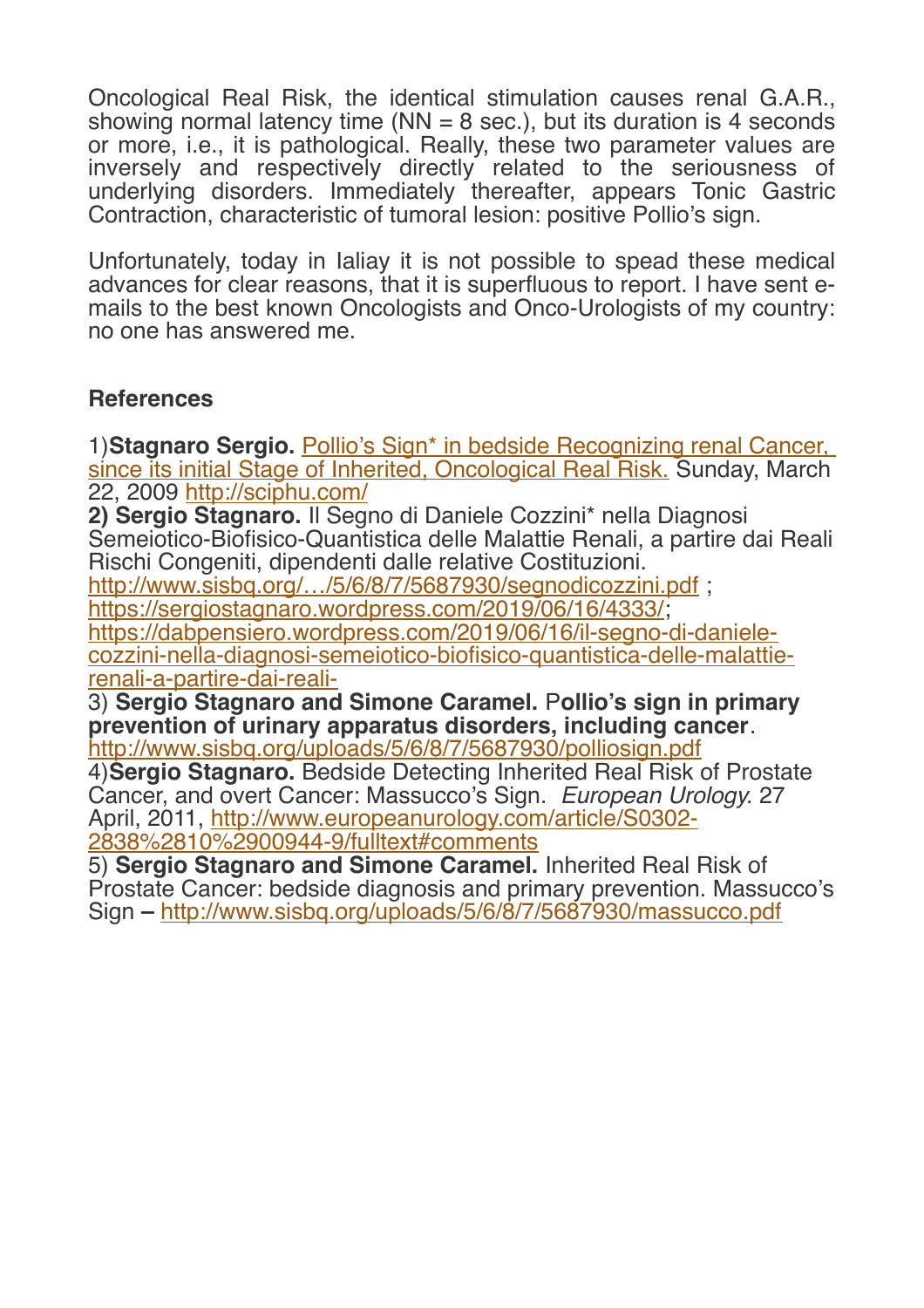Oncological Real Risk, the identical stimulation causes renal G.A.R., showing normal latency time (NN = 8 sec.), but its duration is 4 seconds or more, i.e., it is pathological. Really, these two parameter values are inversely and respectively directly related to the seriousness of underlying disorders. Immediately thereafter, appears Tonic Gastric Contraction, characteristic of tumoral lesion: positive Pollio's sign.

Unfortunately, today in Ialiay it is not possible to spead these medical advances for clear reasons, that it is superfluous to report. I have sent e-mails to the best known Oncologists and Onco-Urologists of my country: no one has answered me.

## References

1)**Stagnaro Sergio.** Pollio's Sign* in bedside Recognizing renal Cancer, since its initial Stage of Inherited, Oncological Real Risk. Sunday, March 22, 2009 http://sciphu.com/

**2) Sergio Stagnaro.** Il Segno di Daniele Cozzini* nella Diagnosi Semeiotico-Biofisico-Quantistica delle Malattie Renali, a partire dai Reali Rischi Congeniti, dipendenti dalle relative Costituzioni. http://www.sisbq.org/…/5/6/8/7/5687930/segnodicozzini.pdf ; https://sergiostagnaro.wordpress.com/2019/06/16/4333/; https://dabpensiero.wordpress.com/2019/06/16/il-segno-di-daniele-cozzini-nella-diagnosi-semeiotico-biofisico-quantistica-delle-malattie-renali-a-partire-dai-reali-

3) **Sergio Stagnaro and Simone Caramel.** P**ollio's sign in primary prevention of urinary apparatus disorders, including cancer**. http://www.sisbq.org/uploads/5/6/8/7/5687930/polliosign.pdf

4)**Sergio Stagnaro.** Bedside Detecting Inherited Real Risk of Prostate Cancer, and overt Cancer: Massucco's Sign. *European Urology.* 27 April, 2011, http://www.europeanurology.com/article/S0302-2838%2810%2900944-9/fulltext#comments

5) **Sergio Stagnaro and Simone Caramel.** Inherited Real Risk of Prostate Cancer: bedside diagnosis and primary prevention. Massucco's Sign – http://www.sisbq.org/uploads/5/6/8/7/5687930/massucco.pdf